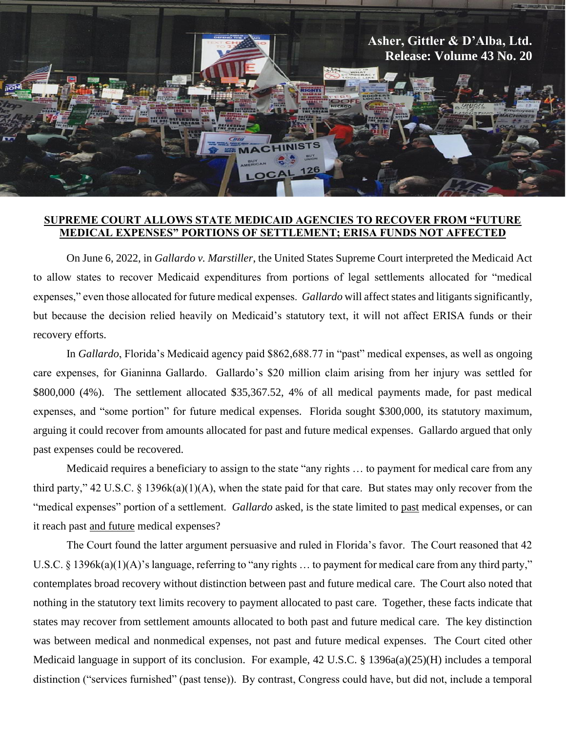**Asher, Gittler & D'Alba, Ltd.**
**Release: Volume 43 No. 20**

## SUPREME COURT ALLOWS STATE MEDICAID AGENCIES TO RECOVER FROM "FUTURE MEDICAL EXPENSES" PORTIONS OF SETTLEMENT; ERISA FUNDS NOT AFFECTED

On June 6, 2022, in *Gallardo v. Marstiller*, the United States Supreme Court interpreted the Medicaid Act to allow states to recover Medicaid expenditures from portions of legal settlements allocated for "medical expenses," even those allocated for future medical expenses. *Gallardo* will affect states and litigants significantly, but because the decision relied heavily on Medicaid's statutory text, it will not affect ERISA funds or their recovery efforts.

In *Gallardo*, Florida's Medicaid agency paid $862,688.77 in "past" medical expenses, as well as ongoing care expenses, for Gianinna Gallardo. Gallardo's $20 million claim arising from her injury was settled for $800,000 (4%). The settlement allocated $35,367.52, 4% of all medical payments made, for past medical expenses, and "some portion" for future medical expenses. Florida sought $300,000, its statutory maximum, arguing it could recover from amounts allocated for past and future medical expenses. Gallardo argued that only past expenses could be recovered.

Medicaid requires a beneficiary to assign to the state "any rights … to payment for medical care from any third party," 42 U.S.C. § 1396k(a)(1)(A), when the state paid for that care. But states may only recover from the "medical expenses" portion of a settlement. *Gallardo* asked, is the state limited to <u>past</u> medical expenses, or can it reach past <u>and future</u> medical expenses?

The Court found the latter argument persuasive and ruled in Florida's favor. The Court reasoned that 42 U.S.C. § 1396k(a)(1)(A)'s language, referring to "any rights … to payment for medical care from any third party," contemplates broad recovery without distinction between past and future medical care. The Court also noted that nothing in the statutory text limits recovery to payment allocated to past care. Together, these facts indicate that states may recover from settlement amounts allocated to both past and future medical care. The key distinction was between medical and nonmedical expenses, not past and future medical expenses. The Court cited other Medicaid language in support of its conclusion. For example, 42 U.S.C. § 1396a(a)(25)(H) includes a temporal distinction ("services furnished" (past tense)). By contrast, Congress could have, but did not, include a temporal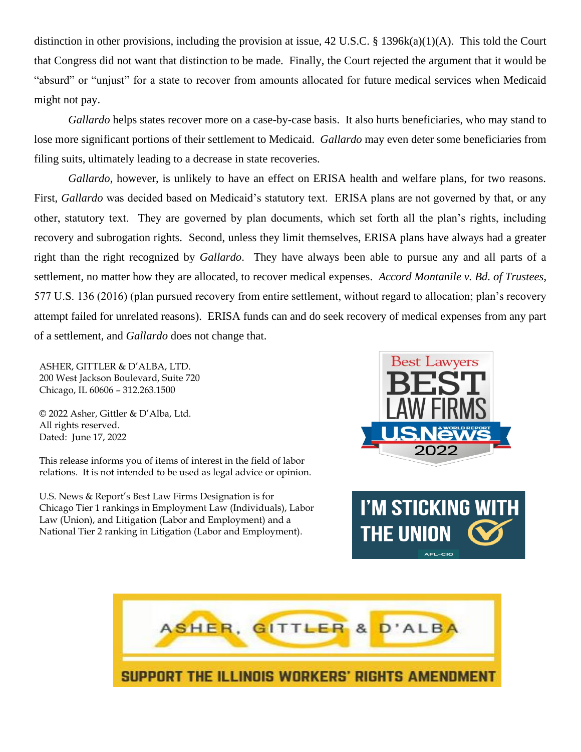distinction in other provisions, including the provision at issue, 42 U.S.C. § 1396k(a)(1)(A). This told the Court that Congress did not want that distinction to be made. Finally, the Court rejected the argument that it would be "absurd" or "unjust" for a state to recover from amounts allocated for future medical services when Medicaid might not pay.

*Gallardo* helps states recover more on a case-by-case basis. It also hurts beneficiaries, who may stand to lose more significant portions of their settlement to Medicaid. *Gallardo* may even deter some beneficiaries from filing suits, ultimately leading to a decrease in state recoveries.

*Gallardo*, however, is unlikely to have an effect on ERISA health and welfare plans, for two reasons. First, *Gallardo* was decided based on Medicaid's statutory text. ERISA plans are not governed by that, or any other, statutory text. They are governed by plan documents, which set forth all the plan's rights, including recovery and subrogation rights. Second, unless they limit themselves, ERISA plans have always had a greater right than the right recognized by *Gallardo*. They have always been able to pursue any and all parts of a settlement, no matter how they are allocated, to recover medical expenses. *Accord Montanile v. Bd. of Trustees*, 577 U.S. 136 (2016) (plan pursued recovery from entire settlement, without regard to allocation; plan's recovery attempt failed for unrelated reasons). ERISA funds can and do seek recovery of medical expenses from any part of a settlement, and *Gallardo* does not change that.

ASHER, GITTLER & D'ALBA, LTD.
200 West Jackson Boulevard, Suite 720
Chicago, IL 60606 – 312.263.1500

© 2022 Asher, Gittler & D'Alba, Ltd.
All rights reserved.
Dated: June 17, 2022

This release informs you of items of interest in the field of labor relations. It is not intended to be used as legal advice or opinion.

U.S. News & Report's Best Law Firms Designation is for Chicago Tier 1 rankings in Employment Law (Individuals), Labor Law (Union), and Litigation (Labor and Employment) and a National Tier 2 ranking in Litigation (Labor and Employment).

Best Lawyers
BEST LAW FIRMS
U.S.News & WORLD REPORT
2022

I'M STICKING WITH THE UNION
AFL-CIO

ASHER, GITTLER & D'ALBA

SUPPORT THE ILLINOIS WORKERS' RIGHTS AMENDMENT